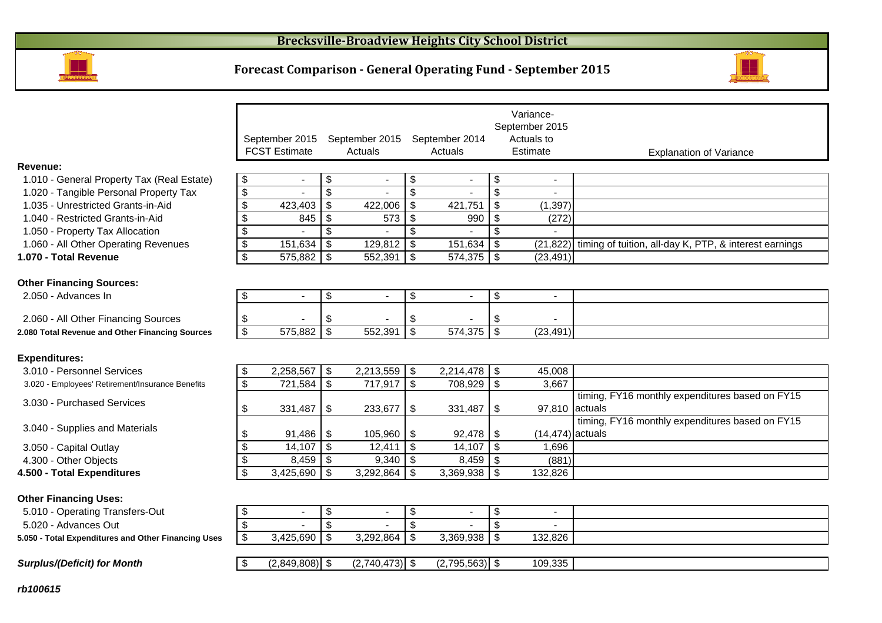# Brecksville-Broadview Heights City School District

## Forecast Comparison - General Operating Fund - September 2015

| | September 2015 FCST Estimate | September 2015 Actuals | September 2014 Actuals | Variance- September 2015 Actuals to Estimate | Explanation of Variance |
|---|---|---|---|---|---|
| **Revenue:** | | | | | |
| 1.010 - General Property Tax (Real Estate) | $ - | $ - | $ - | $ - | |
| 1.020 - Tangible Personal Property Tax | $ - | $ - | $ - | $ - | |
| 1.035 - Unrestricted Grants-in-Aid | $ 423,403 | $ 422,006 | $ 421,751 | $ (1,397) | |
| 1.040 - Restricted Grants-in-Aid | $ 845 | $ 573 | $ 990 | $ (272) | |
| 1.050 - Property Tax Allocation | $ - | $ - | $ - | $ - | |
| 1.060 - All Other Operating Revenues | $ 151,634 | $ 129,812 | $ 151,634 | $ (21,822) | timing of tuition, all-day K, PTP, & interest earnings |
| **1.070 - Total Revenue** | $ 575,882 | $ 552,391 | $ 574,375 | $ (23,491) | |
| **Other Financing Sources:** | | | | | |
| 2.050 - Advances In | $ - | $ - | $ - | $ - | |
| 2.060 - All Other Financing Sources | $ - | $ - | $ - | $ - | |
| **2.080 Total Revenue and Other Financing Sources** | $ 575,882 | $ 552,391 | $ 574,375 | $ (23,491) | |
| **Expenditures:** | | | | | |
| 3.010 - Personnel Services | $ 2,258,567 | $ 2,213,559 | $ 2,214,478 | $ 45,008 | |
| 3.020 - Employees' Retirement/Insurance Benefits | $ 721,584 | $ 717,917 | $ 708,929 | $ 3,667 | |
| 3.030 - Purchased Services | $ 331,487 | $ 233,677 | $ 331,487 | $ 97,810 | timing, FY16 monthly expenditures based on FY15 actuals |
| 3.040 - Supplies and Materials | $ 91,486 | $ 105,960 | $ 92,478 | $ (14,474) | timing, FY16 monthly expenditures based on FY15 actuals |
| 3.050 - Capital Outlay | $ 14,107 | $ 12,411 | $ 14,107 | $ 1,696 | |
| 4.300 - Other Objects | $ 8,459 | $ 9,340 | $ 8,459 | $ (881) | |
| **4.500 - Total Expenditures** | $ 3,425,690 | $ 3,292,864 | $ 3,369,938 | $ 132,826 | |
| **Other Financing Uses:** | | | | | |
| 5.010 - Operating Transfers-Out | $ - | $ - | $ - | $ - | |
| 5.020 - Advances Out | $ - | $ - | $ - | $ - | |
| **5.050 - Total Expenditures and Other Financing Uses** | $ 3,425,690 | $ 3,292,864 | $ 3,369,938 | $ 132,826 | |
| ***Surplus/(Deficit) for Month*** | $ (2,849,808) | $ (2,740,473) | $ (2,795,563) | $ 109,335 | |

***rb100615***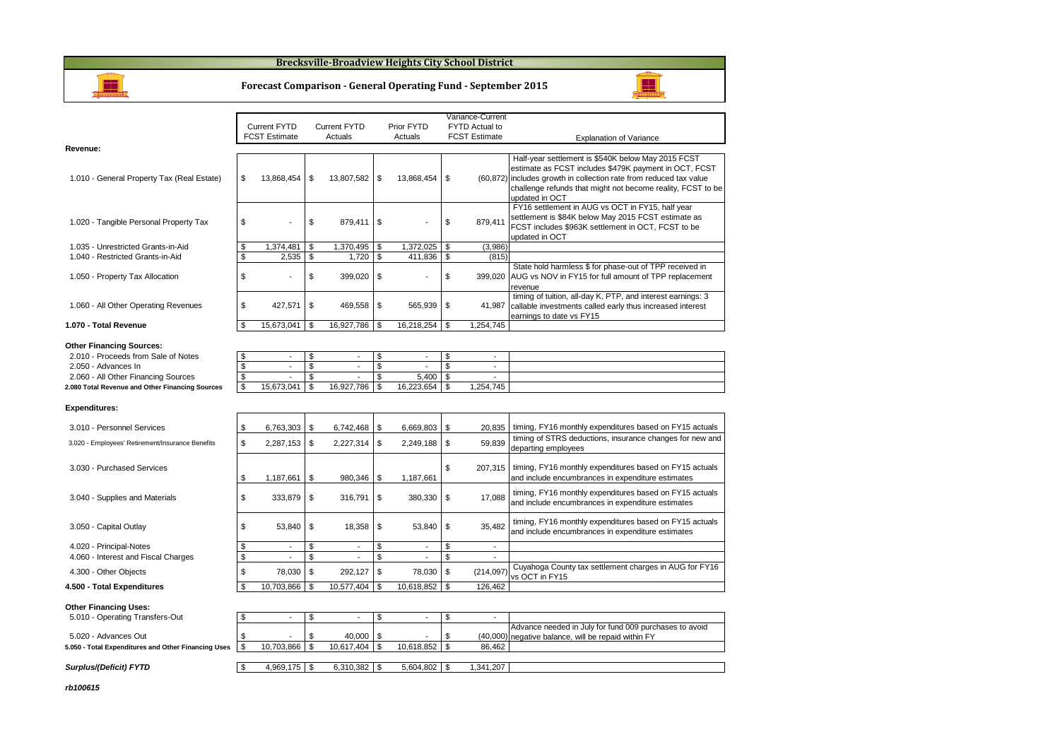# Brecksville-Broadview Heights City School District

## Forecast Comparison - General Operating Fund - September 2015

| | Current FYTD FCST Estimate | Current FYTD Actuals | Prior FYTD Actuals | Variance-Current FYTD Actual to FCST Estimate | Explanation of Variance |
|---|---|---|---|---|---|
| **Revenue:** | | | | | |
| 1.010 - General Property Tax (Real Estate) | $ 13,868,454 | $ 13,807,582 | $ 13,868,454 | $ (60,872) | Half-year settlement is $540K below May 2015 FCST estimate as FCST includes $479K payment in OCT, FCST includes growth in collection rate from reduced tax value challenge refunds that might not become reality, FCST to be updated in OCT |
| 1.020 - Tangible Personal Property Tax | $ - | $ 879,411 | $ - | $ 879,411 | FY16 settlement in AUG vs OCT in FY15, half year settlement is $84K below May 2015 FCST estimate as FCST includes $963K settlement in OCT, FCST to be updated in OCT |
| 1.035 - Unrestricted Grants-in-Aid | $ 1,374,481 | $ 1,370,495 | $ 1,372,025 | $ (3,986) | |
| 1.040 - Restricted Grants-in-Aid | $ 2,535 | $ 1,720 | $ 411,836 | $ (815) | |
| 1.050 - Property Tax Allocation | $ - | $ 399,020 | $ - | $ 399,020 | State hold harmless $ for phase-out of TPP received in AUG vs NOV in FY15 for full amount of TPP replacement revenue |
| 1.060 - All Other Operating Revenues | $ 427,571 | $ 469,558 | $ 565,939 | $ 41,987 | timing of tuition, all-day K, PTP, and interest earnings: 3 callable investments called early thus increased interest earnings to date vs FY15 |
| **1.070 - Total Revenue** | $ 15,673,041 | $ 16,927,786 | $ 16,218,254 | $ 1,254,745 | |
| **Other Financing Sources:** | | | | | |
| 2.010 - Proceeds from Sale of Notes | $ - | $ - | $ - | $ - | |
| 2.050 - Advances In | $ - | $ - | $ - | $ - | |
| 2.060 - All Other Financing Sources | $ - | $ - | $ 5,400 | $ - | |
| **2.080 Total Revenue and Other Financing Sources** | $ 15,673,041 | $ 16,927,786 | $ 16,223,654 | $ 1,254,745 | |
| **Expenditures:** | | | | | |
| 3.010 - Personnel Services | $ 6,763,303 | $ 6,742,468 | $ 6,669,803 | $ 20,835 | timing, FY16 monthly expenditures based on FY15 actuals |
| 3.020 - Employees' Retirement/Insurance Benefits | $ 2,287,153 | $ 2,227,314 | $ 2,249,188 | $ 59,839 | timing of STRS deductions, insurance changes for new and departing employees |
| 3.030 - Purchased Services | $ 1,187,661 | $ 980,346 | $ 1,187,661 | $ 207,315 | timing, FY16 monthly expenditures based on FY15 actuals and include encumbrances in expenditure estimates |
| 3.040 - Supplies and Materials | $ 333,879 | $ 316,791 | $ 380,330 | $ 17,088 | timing, FY16 monthly expenditures based on FY15 actuals and include encumbrances in expenditure estimates |
| 3.050 - Capital Outlay | $ 53,840 | $ 18,358 | $ 53,840 | $ 35,482 | timing, FY16 monthly expenditures based on FY15 actuals and include encumbrances in expenditure estimates |
| 4.020 - Principal-Notes | $ - | $ - | $ - | $ - | |
| 4.060 - Interest and Fiscal Charges | $ - | $ - | $ - | $ - | |
| 4.300 - Other Objects | $ 78,030 | $ 292,127 | $ 78,030 | $ (214,097) | Cuyahoga County tax settlement charges in AUG for FY16 vs OCT in FY15 |
| **4.500 - Total Expenditures** | $ 10,703,866 | $ 10,577,404 | $ 10,618,852 | $ 126,462 | |
| **Other Financing Uses:** | | | | | |
| 5.010 - Operating Transfers-Out | $ - | $ - | $ - | $ - | |
| 5.020 - Advances Out | $ - | $ 40,000 | $ - | $ (40,000) | Advance needed in July for fund 009 purchases to avoid negative balance, will be repaid within FY |
| **5.050 - Total Expenditures and Other Financing Uses** | $ 10,703,866 | $ 10,617,404 | $ 10,618,852 | $ 86,462 | |
| ***Surplus/(Deficit) FYTD*** | $ 4,969,175 | $ 6,310,382 | $ 5,604,802 | $ 1,341,207 | |

*rb100615*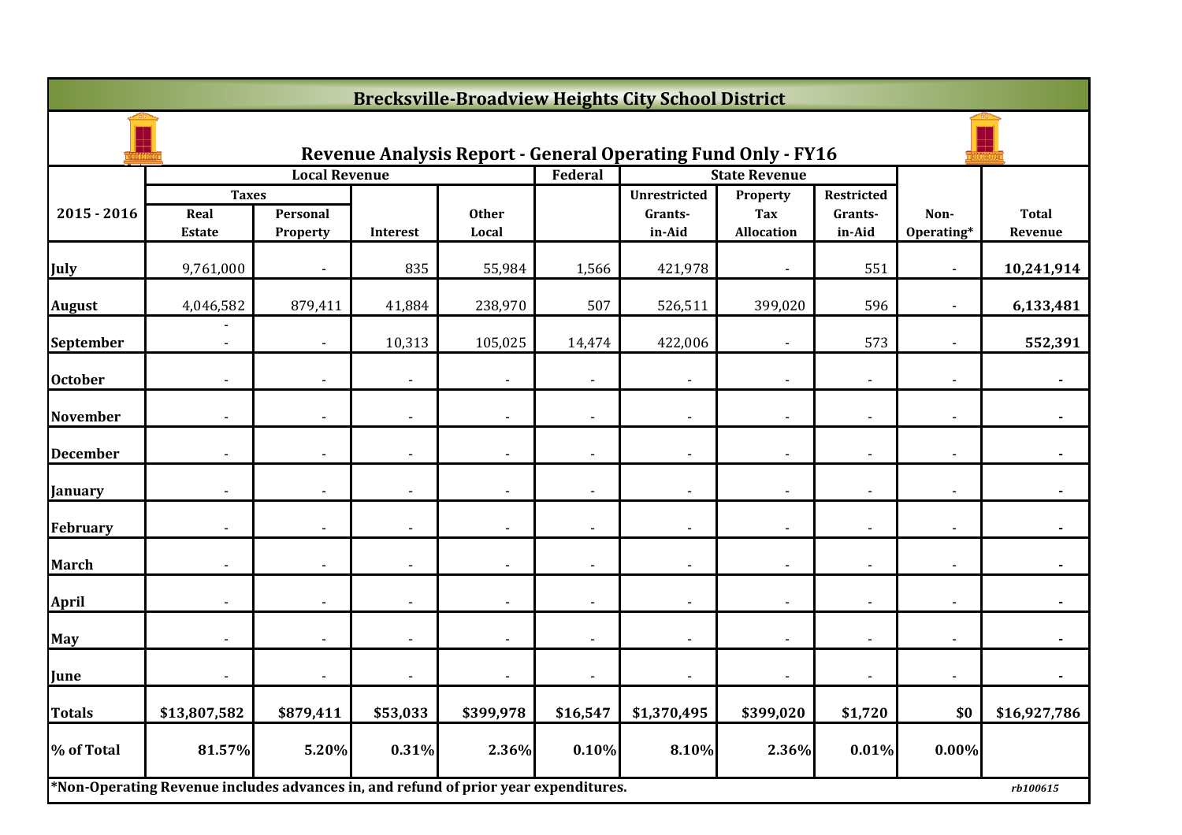## Brecksville-Broadview Heights City School District

### Revenue Analysis Report - General Operating Fund Only - FY16

| 2015 - 2016 | Local Revenue | | | | Federal | State Revenue | | | Non-Operating* | Total Revenue |
|---|---|---|---|---|---|---|---|---|---|---|
| | Taxes | | | | | | | | | |
| | Real Estate | Personal Property | Interest | Other Local | | Unrestricted Grants-in-Aid | Property Tax Allocation | Restricted Grants-in-Aid | | |
| July | 9,761,000 | - | 835 | 55,984 | 1,566 | 421,978 | - | 551 | - | **10,241,914** |
| August | 4,046,582 | 879,411 | 41,884 | 238,970 | 507 | 526,511 | 399,020 | 596 | - | **6,133,481** |
| September | - | - | 10,313 | 105,025 | 14,474 | 422,006 | - | 573 | - | **552,391** |
| October | - | - | - | - | - | - | - | - | - | **-** |
| November | - | - | - | - | - | - | - | - | - | **-** |
| December | - | - | - | - | - | - | - | - | - | **-** |
| January | - | - | - | - | - | - | - | - | - | **-** |
| February | - | - | - | - | - | - | - | - | - | **-** |
| March | - | - | - | - | - | - | - | - | - | **-** |
| April | - | - | - | - | - | - | - | - | - | **-** |
| May | - | - | - | - | - | - | - | - | - | **-** |
| June | - | - | - | - | - | - | - | - | - | **-** |
| **Totals** | **$13,807,582** | **$879,411** | **$53,033** | **$399,978** | **$16,547** | **$1,370,495** | **$399,020** | **$1,720** | **$0** | **$16,927,786** |
| **% of Total** | **81.57%** | **5.20%** | **0.31%** | **2.36%** | **0.10%** | **8.10%** | **2.36%** | **0.01%** | **0.00%** | |

***Non-Operating Revenue includes advances in, and refund of prior year expenditures.**

*rb100615*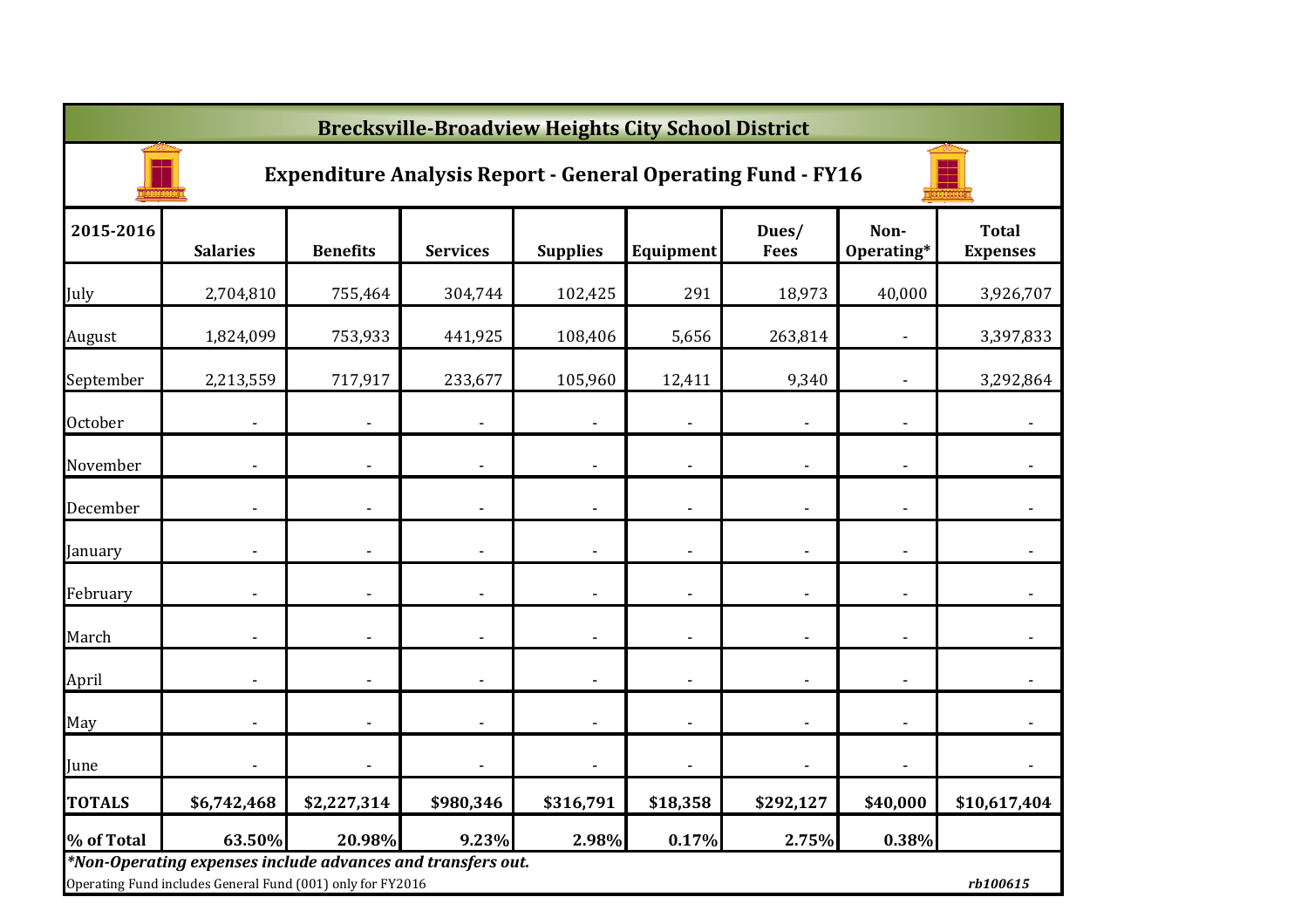# Brecksville-Broadview Heights City School District

## Expenditure Analysis Report - General Operating Fund - FY16

| 2015-2016 | Salaries | Benefits | Services | Supplies | Equipment | Dues/ Fees | Non-Operating* | Total Expenses |
|---|---|---|---|---|---|---|---|---|
| July | 2,704,810 | 755,464 | 304,744 | 102,425 | 291 | 18,973 | 40,000 | 3,926,707 |
| August | 1,824,099 | 753,933 | 441,925 | 108,406 | 5,656 | 263,814 | - | 3,397,833 |
| September | 2,213,559 | 717,917 | 233,677 | 105,960 | 12,411 | 9,340 | - | 3,292,864 |
| October | - | - | - | - | - | - | - | - |
| November | - | - | - | - | - | - | - | - |
| December | - | - | - | - | - | - | - | - |
| January | - | - | - | - | - | - | - | - |
| February | - | - | - | - | - | - | - | - |
| March | - | - | - | - | - | - | - | - |
| April | - | - | - | - | - | - | - | - |
| May | - | - | - | - | - | - | - | - |
| June | - | - | - | - | - | - | - | - |
| **TOTALS** | **$6,742,468** | **$2,227,314** | **$980,346** | **$316,791** | **$18,358** | **$292,127** | **$40,000** | **$10,617,404** |
| **% of Total** | **63.50%** | **20.98%** | **9.23%** | **2.98%** | **0.17%** | **2.75%** | **0.38%** | |

***Non-Operating expenses include advances and transfers out.***

Operating Fund includes General Fund (001) only for FY2016

*rb100615*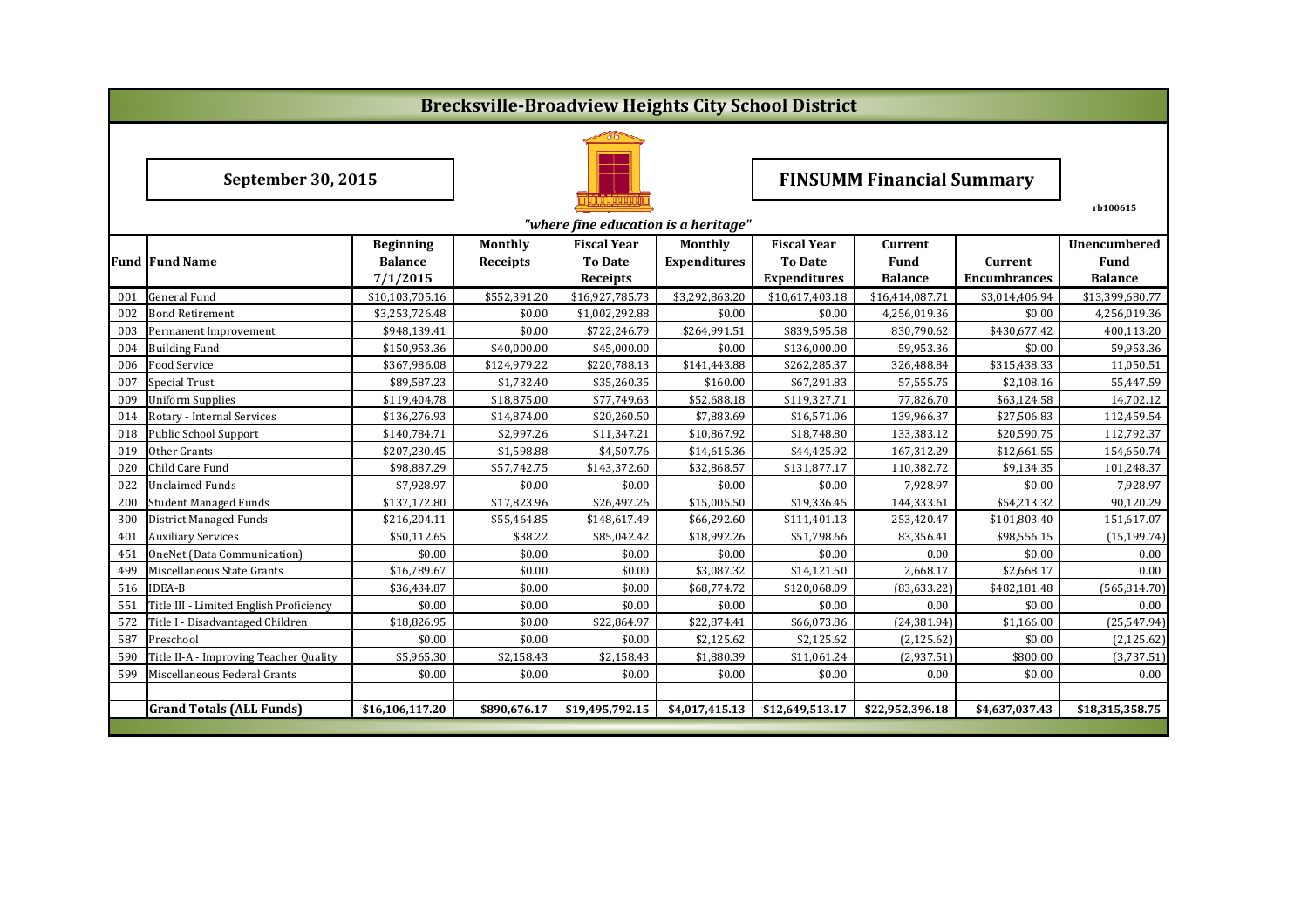# Brecksville-Broadview Heights City School District

**September 30, 2015**

**FINSUMM Financial Summary**

rb100615

*"where fine education is a heritage"*

| Fund | Fund Name | Beginning Balance 7/1/2015 | Monthly Receipts | Fiscal Year To Date Receipts | Monthly Expenditures | Fiscal Year To Date Expenditures | Current Fund Balance | Current Encumbrances | Unencumbered Fund Balance |
|---|---|---|---|---|---|---|---|---|---|
| 001 | General Fund | $10,103,705.16 | $552,391.20 | $16,927,785.73 | $3,292,863.20 | $10,617,403.18 | $16,414,087.71 | $3,014,406.94 | $13,399,680.77 |
| 002 | Bond Retirement | $3,253,726.48 | $0.00 | $1,002,292.88 | $0.00 | $0.00 | 4,256,019.36 | $0.00 | 4,256,019.36 |
| 003 | Permanent Improvement | $948,139.41 | $0.00 | $722,246.79 | $264,991.51 | $839,595.58 | 830,790.62 | $430,677.42 | 400,113.20 |
| 004 | Building Fund | $150,953.36 | $40,000.00 | $45,000.00 | $0.00 | $136,000.00 | 59,953.36 | $0.00 | 59,953.36 |
| 006 | Food Service | $367,986.08 | $124,979.22 | $220,788.13 | $141,443.88 | $262,285.37 | 326,488.84 | $315,438.33 | 11,050.51 |
| 007 | Special Trust | $89,587.23 | $1,732.40 | $35,260.35 | $160.00 | $67,291.83 | 57,555.75 | $2,108.16 | 55,447.59 |
| 009 | Uniform Supplies | $119,404.78 | $18,875.00 | $77,749.63 | $52,688.18 | $119,327.71 | 77,826.70 | $63,124.58 | 14,702.12 |
| 014 | Rotary - Internal Services | $136,276.93 | $14,874.00 | $20,260.50 | $7,883.69 | $16,571.06 | 139,966.37 | $27,506.83 | 112,459.54 |
| 018 | Public School Support | $140,784.71 | $2,997.26 | $11,347.21 | $10,867.92 | $18,748.80 | 133,383.12 | $20,590.75 | 112,792.37 |
| 019 | Other Grants | $207,230.45 | $1,598.88 | $4,507.76 | $14,615.36 | $44,425.92 | 167,312.29 | $12,661.55 | 154,650.74 |
| 020 | Child Care Fund | $98,887.29 | $57,742.75 | $143,372.60 | $32,868.57 | $131,877.17 | 110,382.72 | $9,134.35 | 101,248.37 |
| 022 | Unclaimed Funds | $7,928.97 | $0.00 | $0.00 | $0.00 | $0.00 | 7,928.97 | $0.00 | 7,928.97 |
| 200 | Student Managed Funds | $137,172.80 | $17,823.96 | $26,497.26 | $15,005.50 | $19,336.45 | 144,333.61 | $54,213.32 | 90,120.29 |
| 300 | District Managed Funds | $216,204.11 | $55,464.85 | $148,617.49 | $66,292.60 | $111,401.13 | 253,420.47 | $101,803.40 | 151,617.07 |
| 401 | Auxiliary Services | $50,112.65 | $38.22 | $85,042.42 | $18,992.26 | $51,798.66 | 83,356.41 | $98,556.15 | (15,199.74) |
| 451 | OneNet (Data Communication) | $0.00 | $0.00 | $0.00 | $0.00 | $0.00 | 0.00 | $0.00 | 0.00 |
| 499 | Miscellaneous State Grants | $16,789.67 | $0.00 | $0.00 | $3,087.32 | $14,121.50 | 2,668.17 | $2,668.17 | 0.00 |
| 516 | IDEA-B | $36,434.87 | $0.00 | $0.00 | $68,774.72 | $120,068.09 | (83,633.22) | $482,181.48 | (565,814.70) |
| 551 | Title III - Limited English Proficiency | $0.00 | $0.00 | $0.00 | $0.00 | $0.00 | 0.00 | $0.00 | 0.00 |
| 572 | Title I - Disadvantaged Children | $18,826.95 | $0.00 | $22,864.97 | $22,874.41 | $66,073.86 | (24,381.94) | $1,166.00 | (25,547.94) |
| 587 | Preschool | $0.00 | $0.00 | $0.00 | $2,125.62 | $2,125.62 | (2,125.62) | $0.00 | (2,125.62) |
| 590 | Title II-A - Improving Teacher Quality | $5,965.30 | $2,158.43 | $2,158.43 | $1,880.39 | $11,061.24 | (2,937.51) | $800.00 | (3,737.51) |
| 599 | Miscellaneous Federal Grants | $0.00 | $0.00 | $0.00 | $0.00 | $0.00 | 0.00 | $0.00 | 0.00 |
| | **Grand Totals (ALL Funds)** | **$16,106,117.20** | **$890,676.17** | **$19,495,792.15** | **$4,017,415.13** | **$12,649,513.17** | **$22,952,396.18** | **$4,637,037.43** | **$18,315,358.75** |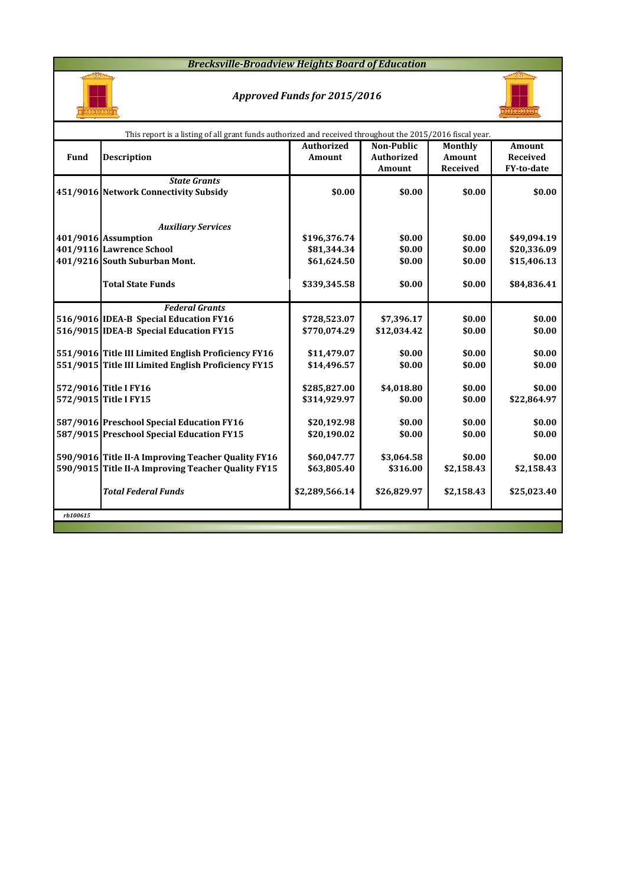# *Brecksville-Broadview Heights Board of Education*

## *Approved Funds for 2015/2016*

This report is a listing of all grant funds authorized and received throughout the 2015/2016 fiscal year.

| Fund | Description | Authorized Amount | Non-Public Authorized Amount | Monthly Amount Received | Amount Received FY-to-date |
|---|---|---|---|---|---|
| | ***State Grants*** | | | | |
| 451/9016 | **Network Connectivity Subsidy** | **$0.00** | **$0.00** | **$0.00** | **$0.00** |
| | | | | | |
| | ***Auxiliary Services*** | | | | |
| 401/9016 | **Assumption** | **$196,376.74** | **$0.00** | **$0.00** | **$49,094.19** |
| 401/9116 | **Lawrence School** | **$81,344.34** | **$0.00** | **$0.00** | **$20,336.09** |
| 401/9216 | **South Suburban Mont.** | **$61,624.50** | **$0.00** | **$0.00** | **$15,406.13** |
| | **Total State Funds** | **$339,345.58** | **$0.00** | **$0.00** | **$84,836.41** |
| | ***Federal Grants*** | | | | |
| 516/9016 | **IDEA-B Special Education FY16** | **$728,523.07** | **$7,396.17** | **$0.00** | **$0.00** |
| 516/9015 | **IDEA-B Special Education FY15** | **$770,074.29** | **$12,034.42** | **$0.00** | **$0.00** |
| 551/9016 | **Title III Limited English Proficiency FY16** | **$11,479.07** | **$0.00** | **$0.00** | **$0.00** |
| 551/9015 | **Title III Limited English Proficiency FY15** | **$14,496.57** | **$0.00** | **$0.00** | **$0.00** |
| 572/9016 | **Title I FY16** | **$285,827.00** | **$4,018.80** | **$0.00** | **$0.00** |
| 572/9015 | **Title I FY15** | **$314,929.97** | **$0.00** | **$0.00** | **$22,864.97** |
| 587/9016 | **Preschool Special Education FY16** | **$20,192.98** | **$0.00** | **$0.00** | **$0.00** |
| 587/9015 | **Preschool Special Education FY15** | **$20,190.02** | **$0.00** | **$0.00** | **$0.00** |
| 590/9016 | **Title II-A Improving Teacher Quality FY16** | **$60,047.77** | **$3,064.58** | **$0.00** | **$0.00** |
| 590/9015 | **Title II-A Improving Teacher Quality FY15** | **$63,805.40** | **$316.00** | **$2,158.43** | **$2,158.43** |
| | ***Total Federal Funds*** | **$2,289,566.14** | **$26,829.97** | **$2,158.43** | **$25,023.40** |

*rb100615*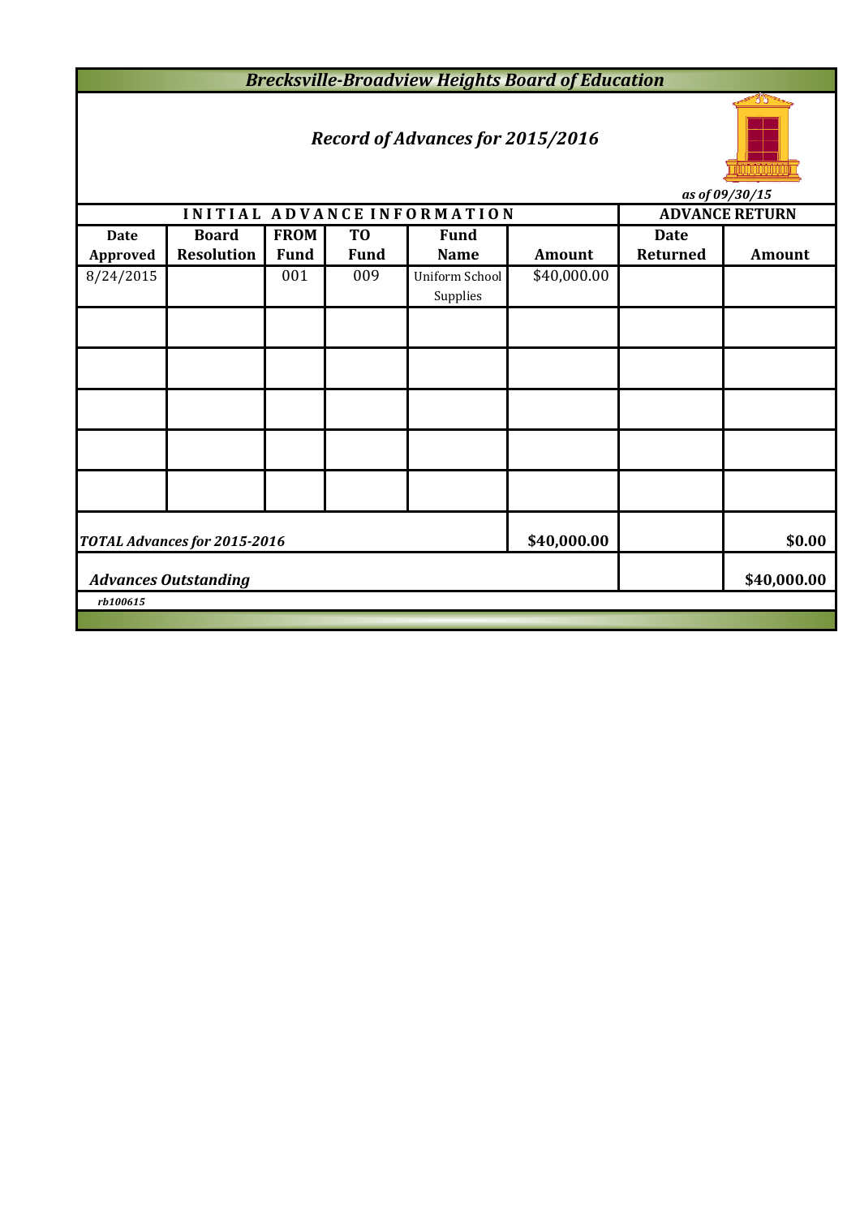# *Brecksville-Broadview Heights Board of Education*

## *Record of Advances for 2015/2016*

*as of 09/30/15*

| INITIAL ADVANCE INFORMATION | | | | | | ADVANCE RETURN | |
|---|---|---|---|---|---|---|---|
| **Date Approved** | **Board Resolution** | **FROM Fund** | **TO Fund** | **Fund Name** | **Amount** | **Date Returned** | **Amount** |
| 8/24/2015 | | 001 | 009 | Uniform School Supplies | $40,000.00 | | |
| | | | | | | | |
| | | | | | | | |
| | | | | | | | |
| | | | | | | | |
| | | | | | | | |
| ***TOTAL Advances for 2015-2016*** | | | | | **$40,000.00** | | **$0.00** |
| ***Advances Outstanding*** | | | | | | | **$40,000.00** |

***rb100615***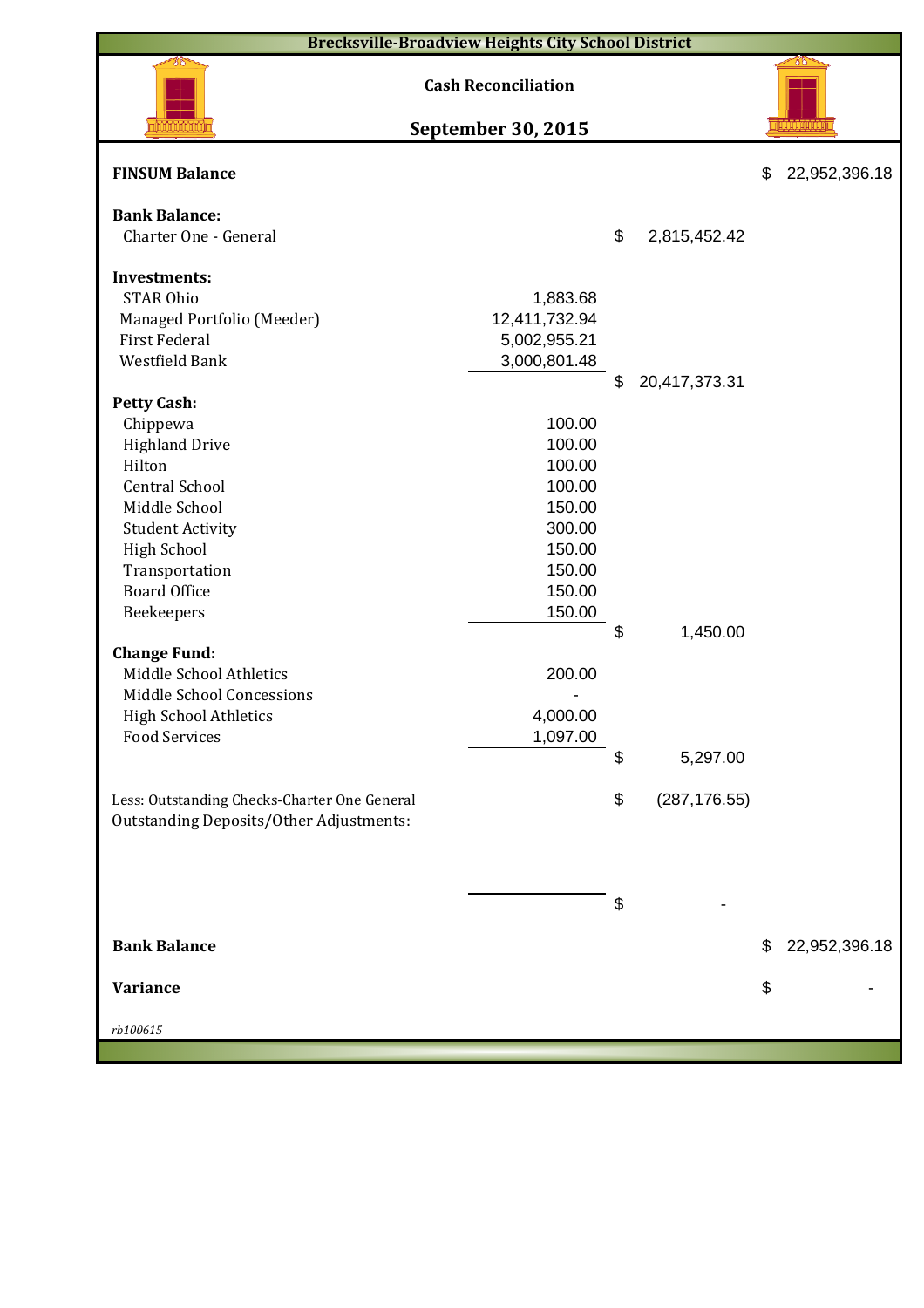## Brecksville-Broadview Heights City School District

### Cash Reconciliation

### September 30, 2015

| | | | |
|---|---|---|---|
| **FINSUM Balance** | | | $ 22,952,396.18 |
| **Bank Balance:** | | | |
| Charter One - General | | $ 2,815,452.42 | |
| **Investments:** | | | |
| STAR Ohio | 1,883.68 | | |
| Managed Portfolio (Meeder) | 12,411,732.94 | | |
| First Federal | 5,002,955.21 | | |
| Westfield Bank | 3,000,801.48 | | |
| | | $ 20,417,373.31 | |
| **Petty Cash:** | | | |
| Chippewa | 100.00 | | |
| Highland Drive | 100.00 | | |
| Hilton | 100.00 | | |
| Central School | 100.00 | | |
| Middle School | 150.00 | | |
| Student Activity | 300.00 | | |
| High School | 150.00 | | |
| Transportation | 150.00 | | |
| Board Office | 150.00 | | |
| Beekeepers | 150.00 | | |
| | | $ 1,450.00 | |
| **Change Fund:** | | | |
| Middle School Athletics | 200.00 | | |
| Middle School Concessions | - | | |
| High School Athletics | 4,000.00 | | |
| Food Services | 1,097.00 | | |
| | | $ 5,297.00 | |
| Less: Outstanding Checks-Charter One General | | $ (287,176.55) | |
| Outstanding Deposits/Other Adjustments: | | | |
| | | $ - | |
| **Bank Balance** | | | $ 22,952,396.18 |
| **Variance** | | | $ - |

*rb100615*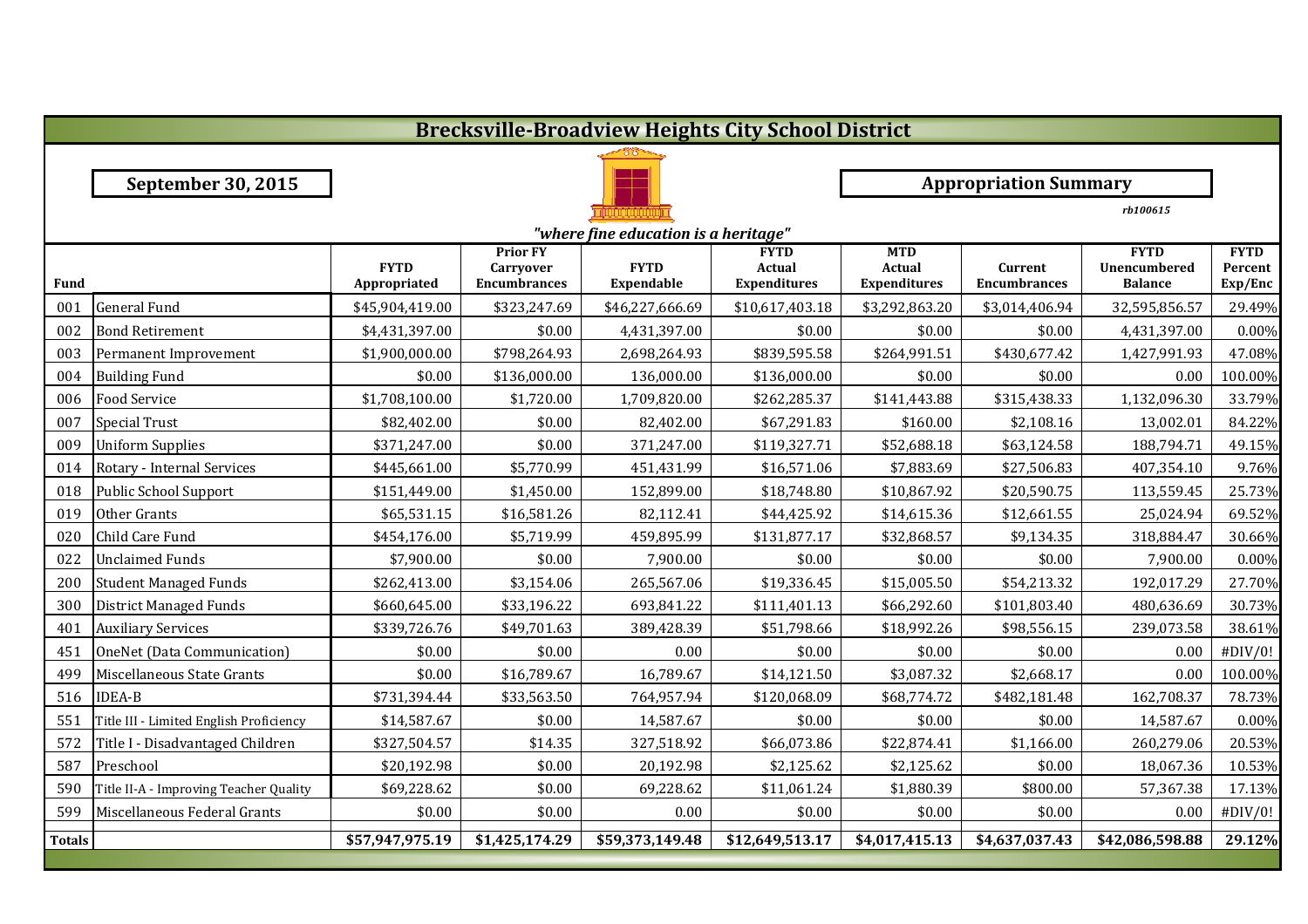# Brecksville-Broadview Heights City School District

**September 30, 2015**

**Appropriation Summary**

*rb100615*

*"where fine education is a heritage"*

| Fund | | FYTD Appropriated | Prior FY Carryover Encumbrances | FYTD Expendable | FYTD Actual Expenditures | MTD Actual Expenditures | Current Encumbrances | FYTD Unencumbered Balance | FYTD Percent Exp/Enc |
|---|---|---|---|---|---|---|---|---|---|
| 001 | General Fund | $45,904,419.00 | $323,247.69 | $46,227,666.69 | $10,617,403.18 | $3,292,863.20 | $3,014,406.94 | 32,595,856.57 | 29.49% |
| 002 | Bond Retirement | $4,431,397.00 | $0.00 | 4,431,397.00 | $0.00 | $0.00 | $0.00 | 4,431,397.00 | 0.00% |
| 003 | Permanent Improvement | $1,900,000.00 | $798,264.93 | 2,698,264.93 | $839,595.58 | $264,991.51 | $430,677.42 | 1,427,991.93 | 47.08% |
| 004 | Building Fund | $0.00 | $136,000.00 | 136,000.00 | $136,000.00 | $0.00 | $0.00 | 0.00 | 100.00% |
| 006 | Food Service | $1,708,100.00 | $1,720.00 | 1,709,820.00 | $262,285.37 | $141,443.88 | $315,438.33 | 1,132,096.30 | 33.79% |
| 007 | Special Trust | $82,402.00 | $0.00 | 82,402.00 | $67,291.83 | $160.00 | $2,108.16 | 13,002.01 | 84.22% |
| 009 | Uniform Supplies | $371,247.00 | $0.00 | 371,247.00 | $119,327.71 | $52,688.18 | $63,124.58 | 188,794.71 | 49.15% |
| 014 | Rotary - Internal Services | $445,661.00 | $5,770.99 | 451,431.99 | $16,571.06 | $7,883.69 | $27,506.83 | 407,354.10 | 9.76% |
| 018 | Public School Support | $151,449.00 | $1,450.00 | 152,899.00 | $18,748.80 | $10,867.92 | $20,590.75 | 113,559.45 | 25.73% |
| 019 | Other Grants | $65,531.15 | $16,581.26 | 82,112.41 | $44,425.92 | $14,615.36 | $12,661.55 | 25,024.94 | 69.52% |
| 020 | Child Care Fund | $454,176.00 | $5,719.99 | 459,895.99 | $131,877.17 | $32,868.57 | $9,134.35 | 318,884.47 | 30.66% |
| 022 | Unclaimed Funds | $7,900.00 | $0.00 | 7,900.00 | $0.00 | $0.00 | $0.00 | 7,900.00 | 0.00% |
| 200 | Student Managed Funds | $262,413.00 | $3,154.06 | 265,567.06 | $19,336.45 | $15,005.50 | $54,213.32 | 192,017.29 | 27.70% |
| 300 | District Managed Funds | $660,645.00 | $33,196.22 | 693,841.22 | $111,401.13 | $66,292.60 | $101,803.40 | 480,636.69 | 30.73% |
| 401 | Auxiliary Services | $339,726.76 | $49,701.63 | 389,428.39 | $51,798.66 | $18,992.26 | $98,556.15 | 239,073.58 | 38.61% |
| 451 | OneNet (Data Communication) | $0.00 | $0.00 | 0.00 | $0.00 | $0.00 | $0.00 | 0.00 | #DIV/0! |
| 499 | Miscellaneous State Grants | $0.00 | $16,789.67 | 16,789.67 | $14,121.50 | $3,087.32 | $2,668.17 | 0.00 | 100.00% |
| 516 | IDEA-B | $731,394.44 | $33,563.50 | 764,957.94 | $120,068.09 | $68,774.72 | $482,181.48 | 162,708.37 | 78.73% |
| 551 | Title III - Limited English Proficiency | $14,587.67 | $0.00 | 14,587.67 | $0.00 | $0.00 | $0.00 | 14,587.67 | 0.00% |
| 572 | Title I - Disadvantaged Children | $327,504.57 | $14.35 | 327,518.92 | $66,073.86 | $22,874.41 | $1,166.00 | 260,279.06 | 20.53% |
| 587 | Preschool | $20,192.98 | $0.00 | 20,192.98 | $2,125.62 | $2,125.62 | $0.00 | 18,067.36 | 10.53% |
| 590 | Title II-A - Improving Teacher Quality | $69,228.62 | $0.00 | 69,228.62 | $11,061.24 | $1,880.39 | $800.00 | 57,367.38 | 17.13% |
| 599 | Miscellaneous Federal Grants | $0.00 | $0.00 | 0.00 | $0.00 | $0.00 | $0.00 | 0.00 | #DIV/0! |
| **Totals** | | **$57,947,975.19** | **$1,425,174.29** | **$59,373,149.48** | **$12,649,513.17** | **$4,017,415.13** | **$4,637,037.43** | **$42,086,598.88** | **29.12%** |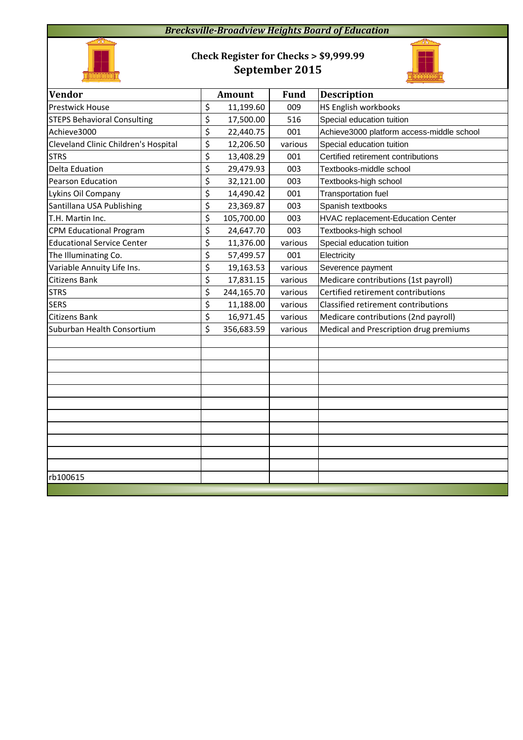*Brecksville-Broadview Heights Board of Education*

**Check Register for Checks > $9,999.99**

**September 2015**

| Vendor | Amount | Fund | Description |
|---|---|---|---|
| Prestwick House | $ 11,199.60 | 009 | HS English workbooks |
| STEPS Behavioral Consulting | $ 17,500.00 | 516 | Special education tuition |
| Achieve3000 | $ 22,440.75 | 001 | Achieve3000 platform access-middle school |
| Cleveland Clinic Children's Hospital | $ 12,206.50 | various | Special education tuition |
| STRS | $ 13,408.29 | 001 | Certified retirement contributions |
| Delta Eduation | $ 29,479.93 | 003 | Textbooks-middle school |
| Pearson Education | $ 32,121.00 | 003 | Textbooks-high school |
| Lykins Oil Company | $ 14,490.42 | 001 | Transportation fuel |
| Santillana USA Publishing | $ 23,369.87 | 003 | Spanish textbooks |
| T.H. Martin Inc. | $ 105,700.00 | 003 | HVAC replacement-Education Center |
| CPM Educational Program | $ 24,647.70 | 003 | Textbooks-high school |
| Educational Service Center | $ 11,376.00 | various | Special education tuition |
| The Illuminating Co. | $ 57,499.57 | 001 | Electricity |
| Variable Annuity Life Ins. | $ 19,163.53 | various | Severence payment |
| Citizens Bank | $ 17,831.15 | various | Medicare contributions (1st payroll) |
| STRS | $ 244,165.70 | various | Certified retirement contributions |
| SERS | $ 11,188.00 | various | Classified retirement contributions |
| Citizens Bank | $ 16,971.45 | various | Medicare contributions (2nd payroll) |
| Suburban Health Consortium | $ 356,683.59 | various | Medical and Prescription drug premiums |
| rb100615 | | | |